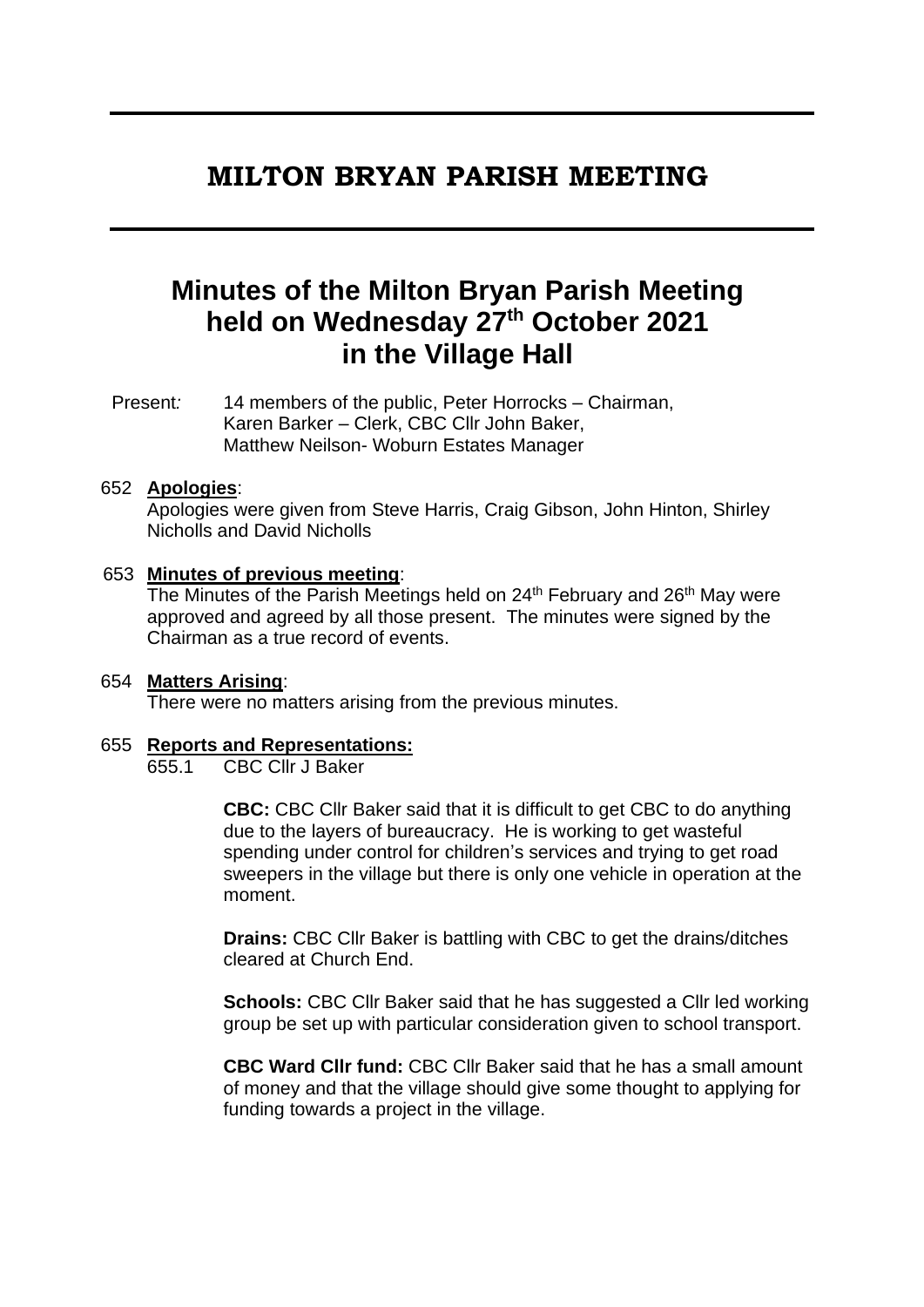# MILTON BRYAN PARISH MEETING

## Minutes of the Milton Bryan Parish Meeting held on Wednesday 27th October 2021 in the Village Hall

Present: 14 members of the public, Peter Horrocks – Chairman, Karen Barker – Clerk, CBC Cllr John Baker, Matthew Neilson- Woburn Estates Manager

652 **Apologies**:

Apologies were given from Steve Harris, Craig Gibson, John Hinton, Shirley Nicholls and David Nicholls

653 **Minutes of previous meeting**:

The Minutes of the Parish Meetings held on 24th February and 26th May were approved and agreed by all those present. The minutes were signed by the Chairman as a true record of events.

654 **Matters Arising**:

There were no matters arising from the previous minutes.

655 **Reports and Representations:**

655.1 CBC Cllr J Baker

**CBC:** CBC Cllr Baker said that it is difficult to get CBC to do anything due to the layers of bureaucracy. He is working to get wasteful spending under control for children's services and trying to get road sweepers in the village but there is only one vehicle in operation at the moment.

**Drains:** CBC Cllr Baker is battling with CBC to get the drains/ditches cleared at Church End.

**Schools:** CBC Cllr Baker said that he has suggested a Cllr led working group be set up with particular consideration given to school transport.

**CBC Ward Cllr fund:** CBC Cllr Baker said that he has a small amount of money and that the village should give some thought to applying for funding towards a project in the village.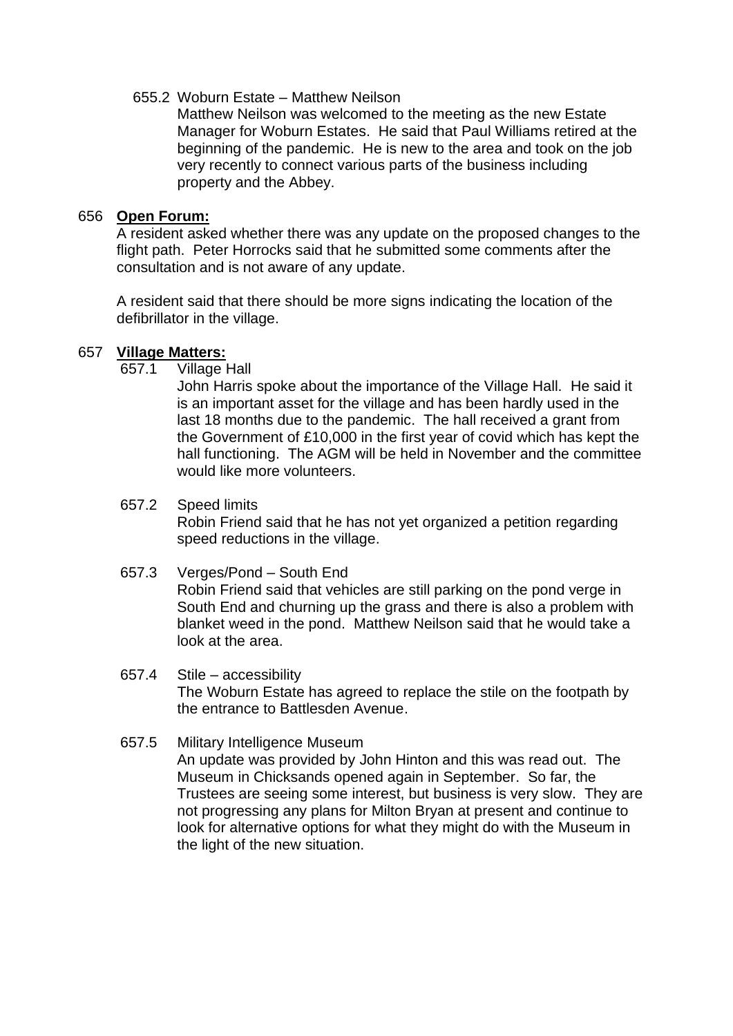655.2 Woburn Estate – Matthew Neilson

Matthew Neilson was welcomed to the meeting as the new Estate Manager for Woburn Estates. He said that Paul Williams retired at the beginning of the pandemic. He is new to the area and took on the job very recently to connect various parts of the business including property and the Abbey.

656 **Open Forum:**

A resident asked whether there was any update on the proposed changes to the flight path. Peter Horrocks said that he submitted some comments after the consultation and is not aware of any update.

A resident said that there should be more signs indicating the location of the defibrillator in the village.

657 **Village Matters:**

657.1 Village Hall

John Harris spoke about the importance of the Village Hall. He said it is an important asset for the village and has been hardly used in the last 18 months due to the pandemic. The hall received a grant from the Government of £10,000 in the first year of covid which has kept the hall functioning. The AGM will be held in November and the committee would like more volunteers.

657.2 Speed limits

Robin Friend said that he has not yet organized a petition regarding speed reductions in the village.

657.3 Verges/Pond – South End

Robin Friend said that vehicles are still parking on the pond verge in South End and churning up the grass and there is also a problem with blanket weed in the pond. Matthew Neilson said that he would take a look at the area.

657.4 Stile – accessibility

The Woburn Estate has agreed to replace the stile on the footpath by the entrance to Battlesden Avenue.

657.5 Military Intelligence Museum

An update was provided by John Hinton and this was read out. The Museum in Chicksands opened again in September. So far, the Trustees are seeing some interest, but business is very slow. They are not progressing any plans for Milton Bryan at present and continue to look for alternative options for what they might do with the Museum in the light of the new situation.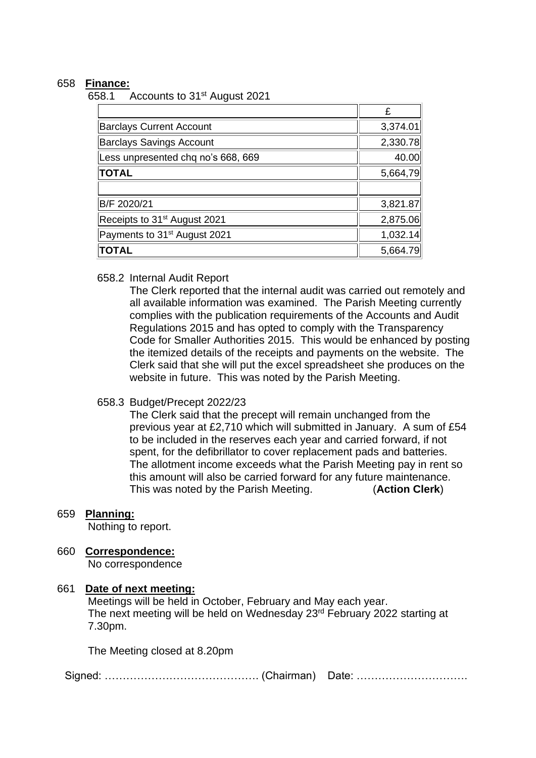658 **Finance:**

658.1 Accounts to 31st August 2021

| | £ |
|---|---|
| Barclays Current Account | 3,374.01 |
| Barclays Savings Account | 2,330.78 |
| Less unpresented chq no's 668, 669 | 40.00 |
| **TOTAL** | 5,664,79 |
| | |
| B/F 2020/21 | 3,821.87 |
| Receipts to 31st August 2021 | 2,875.06 |
| Payments to 31st August 2021 | 1,032.14 |
| **TOTAL** | 5,664.79 |

658.2 Internal Audit Report

The Clerk reported that the internal audit was carried out remotely and all available information was examined. The Parish Meeting currently complies with the publication requirements of the Accounts and Audit Regulations 2015 and has opted to comply with the Transparency Code for Smaller Authorities 2015. This would be enhanced by posting the itemized details of the receipts and payments on the website. The Clerk said that she will put the excel spreadsheet she produces on the website in future. This was noted by the Parish Meeting.

658.3 Budget/Precept 2022/23

The Clerk said that the precept will remain unchanged from the previous year at £2,710 which will submitted in January. A sum of £54 to be included in the reserves each year and carried forward, if not spent, for the defibrillator to cover replacement pads and batteries. The allotment income exceeds what the Parish Meeting pay in rent so this amount will also be carried forward for any future maintenance. This was noted by the Parish Meeting. (**Action Clerk**)

659 **Planning:**

Nothing to report.

660 **Correspondence:**

No correspondence

661 **Date of next meeting:**

Meetings will be held in October, February and May each year.
The next meeting will be held on Wednesday 23rd February 2022 starting at 7.30pm.

The Meeting closed at 8.20pm

Signed: ……………………………………. (Chairman) Date: ………………………….